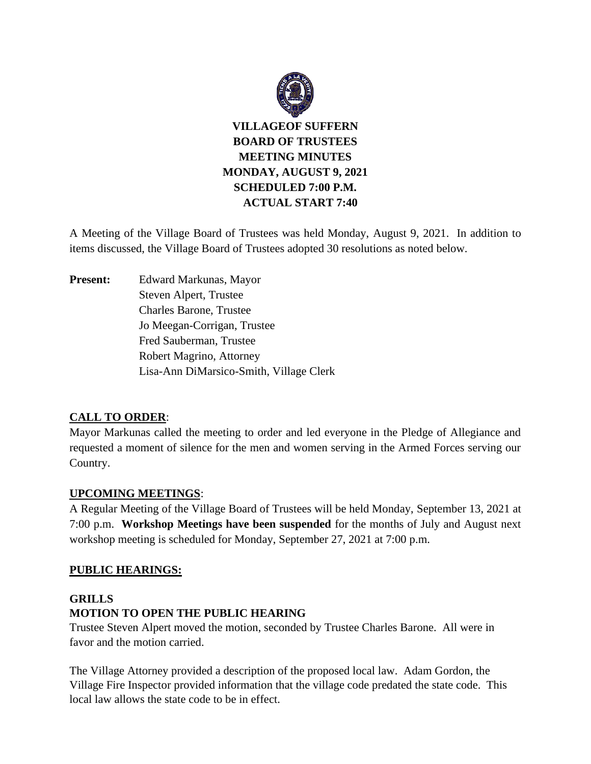# VILLAGEOF SUFFERN
# BOARD OF TRUSTEES
# MEETING MINUTES
# MONDAY, AUGUST 9, 2021
# SCHEDULED 7:00 P.M.
# ACTUAL START 7:40

A Meeting of the Village Board of Trustees was held Monday, August 9, 2021. In addition to items discussed, the Village Board of Trustees adopted 30 resolutions as noted below.

**Present:** Edward Markunas, Mayor
Steven Alpert, Trustee
Charles Barone, Trustee
Jo Meegan-Corrigan, Trustee
Fred Sauberman, Trustee
Robert Magrino, Attorney
Lisa-Ann DiMarsico-Smith, Village Clerk

## CALL TO ORDER:

Mayor Markunas called the meeting to order and led everyone in the Pledge of Allegiance and requested a moment of silence for the men and women serving in the Armed Forces serving our Country.

## UPCOMING MEETINGS:

A Regular Meeting of the Village Board of Trustees will be held Monday, September 13, 2021 at 7:00 p.m. **Workshop Meetings have been suspended** for the months of July and August next workshop meeting is scheduled for Monday, September 27, 2021 at 7:00 p.m.

## PUBLIC HEARINGS:

### GRILLS

### MOTION TO OPEN THE PUBLIC HEARING

Trustee Steven Alpert moved the motion, seconded by Trustee Charles Barone. All were in favor and the motion carried.

The Village Attorney provided a description of the proposed local law. Adam Gordon, the Village Fire Inspector provided information that the village code predated the state code. This local law allows the state code to be in effect.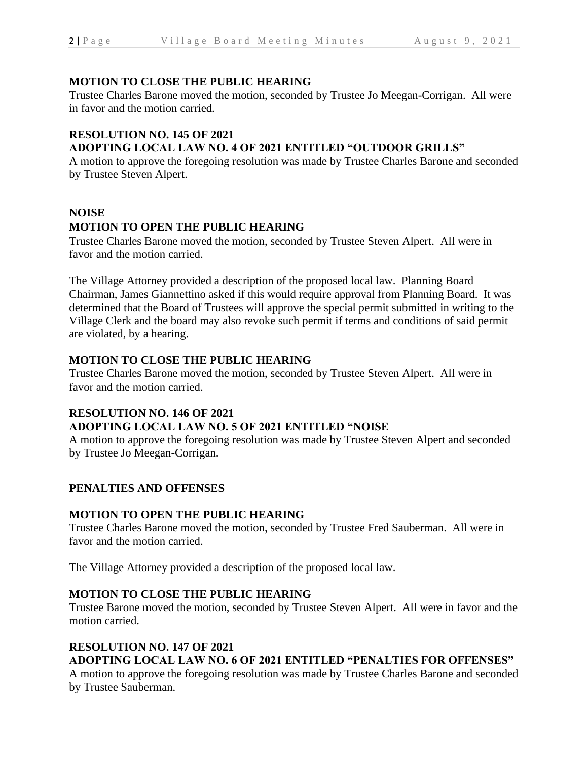**MOTION TO CLOSE THE PUBLIC HEARING**

Trustee Charles Barone moved the motion, seconded by Trustee Jo Meegan-Corrigan. All were in favor and the motion carried.

**RESOLUTION NO. 145 OF 2021**
**ADOPTING LOCAL LAW NO. 4 OF 2021 ENTITLED "OUTDOOR GRILLS"**

A motion to approve the foregoing resolution was made by Trustee Charles Barone and seconded by Trustee Steven Alpert.

**NOISE**

**MOTION TO OPEN THE PUBLIC HEARING**

Trustee Charles Barone moved the motion, seconded by Trustee Steven Alpert. All were in favor and the motion carried.

The Village Attorney provided a description of the proposed local law. Planning Board Chairman, James Giannettino asked if this would require approval from Planning Board. It was determined that the Board of Trustees will approve the special permit submitted in writing to the Village Clerk and the board may also revoke such permit if terms and conditions of said permit are violated, by a hearing.

**MOTION TO CLOSE THE PUBLIC HEARING**

Trustee Charles Barone moved the motion, seconded by Trustee Steven Alpert. All were in favor and the motion carried.

**RESOLUTION NO. 146 OF 2021**
**ADOPTING LOCAL LAW NO. 5 OF 2021 ENTITLED "NOISE**

A motion to approve the foregoing resolution was made by Trustee Steven Alpert and seconded by Trustee Jo Meegan-Corrigan.

**PENALTIES AND OFFENSES**

**MOTION TO OPEN THE PUBLIC HEARING**

Trustee Charles Barone moved the motion, seconded by Trustee Fred Sauberman. All were in favor and the motion carried.

The Village Attorney provided a description of the proposed local law.

**MOTION TO CLOSE THE PUBLIC HEARING**

Trustee Barone moved the motion, seconded by Trustee Steven Alpert. All were in favor and the motion carried.

**RESOLUTION NO. 147 OF 2021**
**ADOPTING LOCAL LAW NO. 6 OF 2021 ENTITLED "PENALTIES FOR OFFENSES"**

A motion to approve the foregoing resolution was made by Trustee Charles Barone and seconded by Trustee Sauberman.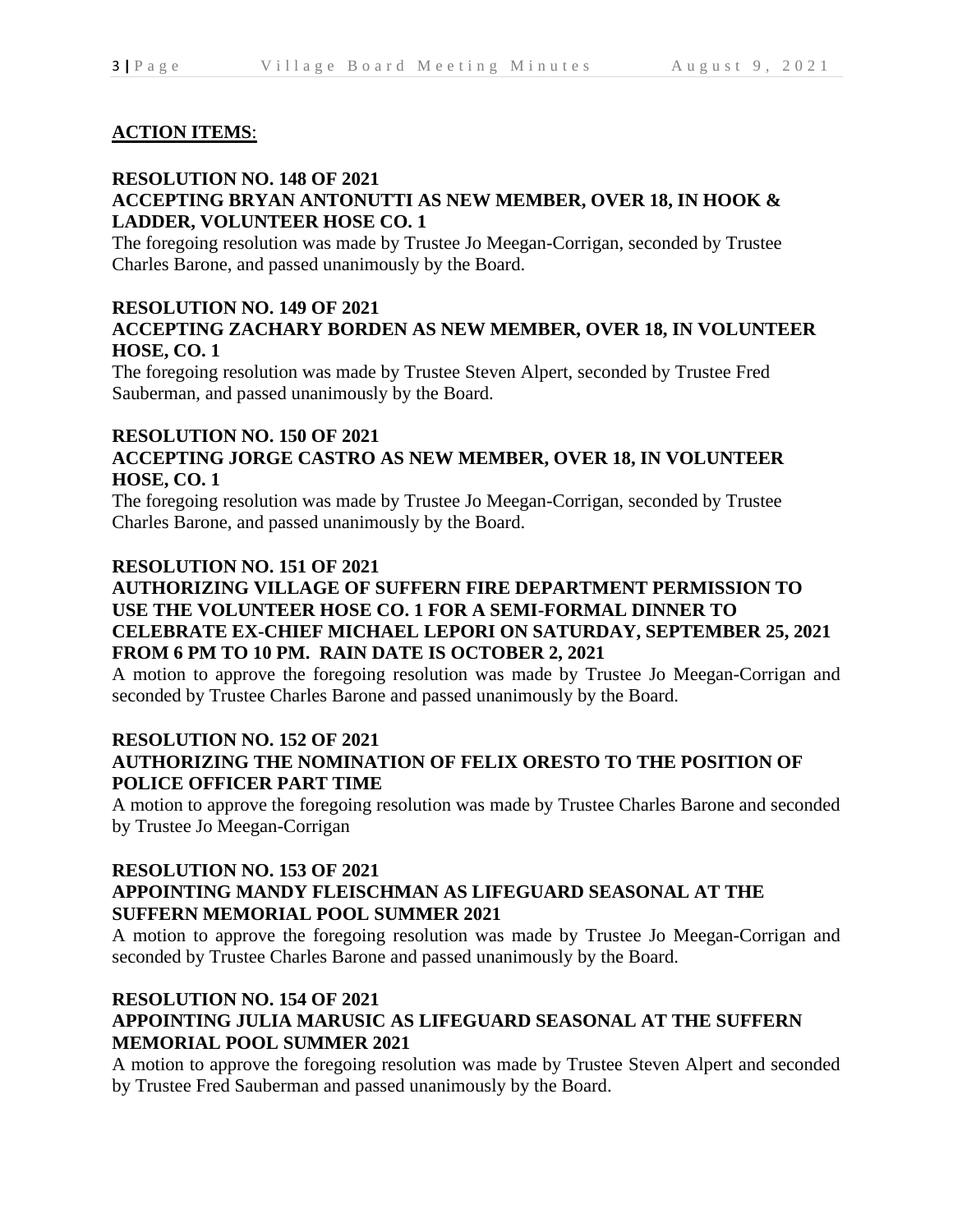**ACTION ITEMS**:

**RESOLUTION NO. 148 OF 2021**
**ACCEPTING BRYAN ANTONUTTI AS NEW MEMBER, OVER 18, IN HOOK & LADDER, VOLUNTEER HOSE CO. 1**

The foregoing resolution was made by Trustee Jo Meegan-Corrigan, seconded by Trustee Charles Barone, and passed unanimously by the Board.

**RESOLUTION NO. 149 OF 2021**
**ACCEPTING ZACHARY BORDEN AS NEW MEMBER, OVER 18, IN VOLUNTEER HOSE, CO. 1**

The foregoing resolution was made by Trustee Steven Alpert, seconded by Trustee Fred Sauberman, and passed unanimously by the Board.

**RESOLUTION NO. 150 OF 2021**
**ACCEPTING JORGE CASTRO AS NEW MEMBER, OVER 18, IN VOLUNTEER HOSE, CO. 1**

The foregoing resolution was made by Trustee Jo Meegan-Corrigan, seconded by Trustee Charles Barone, and passed unanimously by the Board.

**RESOLUTION NO. 151 OF 2021**
**AUTHORIZING VILLAGE OF SUFFERN FIRE DEPARTMENT PERMISSION TO USE THE VOLUNTEER HOSE CO. 1 FOR A SEMI-FORMAL DINNER TO CELEBRATE EX-CHIEF MICHAEL LEPORI ON SATURDAY, SEPTEMBER 25, 2021 FROM 6 PM TO 10 PM. RAIN DATE IS OCTOBER 2, 2021**

A motion to approve the foregoing resolution was made by Trustee Jo Meegan-Corrigan and seconded by Trustee Charles Barone and passed unanimously by the Board.

**RESOLUTION NO. 152 OF 2021**
**AUTHORIZING THE NOMINATION OF FELIX ORESTO TO THE POSITION OF POLICE OFFICER PART TIME**

A motion to approve the foregoing resolution was made by Trustee Charles Barone and seconded by Trustee Jo Meegan-Corrigan

**RESOLUTION NO. 153 OF 2021**
**APPOINTING MANDY FLEISCHMAN AS LIFEGUARD SEASONAL AT THE SUFFERN MEMORIAL POOL SUMMER 2021**

A motion to approve the foregoing resolution was made by Trustee Jo Meegan-Corrigan and seconded by Trustee Charles Barone and passed unanimously by the Board.

**RESOLUTION NO. 154 OF 2021**
**APPOINTING JULIA MARUSIC AS LIFEGUARD SEASONAL AT THE SUFFERN MEMORIAL POOL SUMMER 2021**

A motion to approve the foregoing resolution was made by Trustee Steven Alpert and seconded by Trustee Fred Sauberman and passed unanimously by the Board.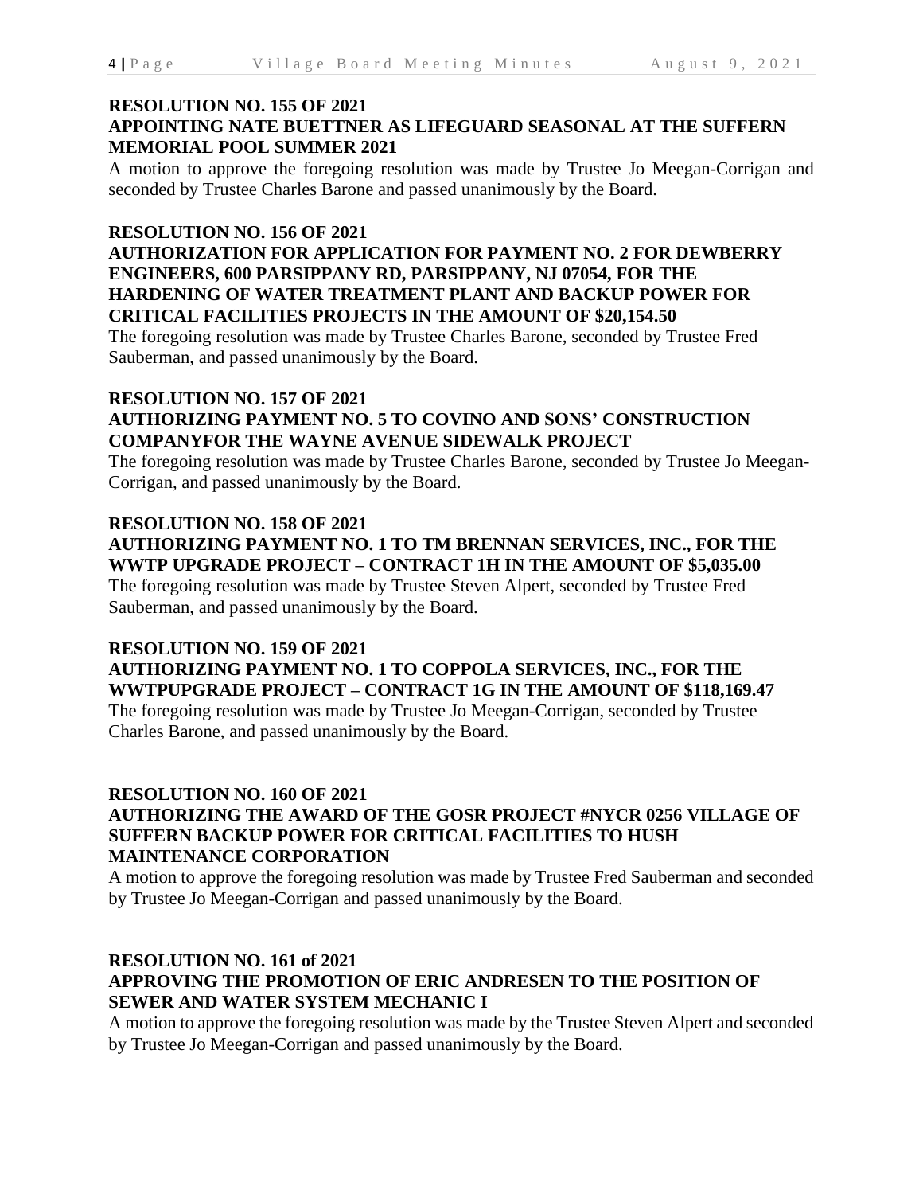**RESOLUTION NO. 155 OF 2021**
**APPOINTING NATE BUETTNER AS LIFEGUARD SEASONAL AT THE SUFFERN MEMORIAL POOL SUMMER 2021**

A motion to approve the foregoing resolution was made by Trustee Jo Meegan-Corrigan and seconded by Trustee Charles Barone and passed unanimously by the Board.

**RESOLUTION NO. 156 OF 2021**
**AUTHORIZATION FOR APPLICATION FOR PAYMENT NO. 2 FOR DEWBERRY ENGINEERS, 600 PARSIPPANY RD, PARSIPPANY, NJ 07054, FOR THE HARDENING OF WATER TREATMENT PLANT AND BACKUP POWER FOR CRITICAL FACILITIES PROJECTS IN THE AMOUNT OF $20,154.50**

The foregoing resolution was made by Trustee Charles Barone, seconded by Trustee Fred Sauberman, and passed unanimously by the Board.

**RESOLUTION NO. 157 OF 2021**
**AUTHORIZING PAYMENT NO. 5 TO COVINO AND SONS' CONSTRUCTION COMPANYFOR THE WAYNE AVENUE SIDEWALK PROJECT**

The foregoing resolution was made by Trustee Charles Barone, seconded by Trustee Jo Meegan-Corrigan, and passed unanimously by the Board.

**RESOLUTION NO. 158 OF 2021**
**AUTHORIZING PAYMENT NO. 1 TO TM BRENNAN SERVICES, INC., FOR THE WWTP UPGRADE PROJECT – CONTRACT 1H IN THE AMOUNT OF $5,035.00**

The foregoing resolution was made by Trustee Steven Alpert, seconded by Trustee Fred Sauberman, and passed unanimously by the Board.

**RESOLUTION NO. 159 OF 2021**
**AUTHORIZING PAYMENT NO. 1 TO COPPOLA SERVICES, INC., FOR THE WWTPUPGRADE PROJECT – CONTRACT 1G IN THE AMOUNT OF $118,169.47**

The foregoing resolution was made by Trustee Jo Meegan-Corrigan, seconded by Trustee Charles Barone, and passed unanimously by the Board.

**RESOLUTION NO. 160 OF 2021**
**AUTHORIZING THE AWARD OF THE GOSR PROJECT #NYCR 0256 VILLAGE OF SUFFERN BACKUP POWER FOR CRITICAL FACILITIES TO HUSH MAINTENANCE CORPORATION**

A motion to approve the foregoing resolution was made by Trustee Fred Sauberman and seconded by Trustee Jo Meegan-Corrigan and passed unanimously by the Board.

**RESOLUTION NO. 161 of 2021**
**APPROVING THE PROMOTION OF ERIC ANDRESEN TO THE POSITION OF SEWER AND WATER SYSTEM MECHANIC I**

A motion to approve the foregoing resolution was made by the Trustee Steven Alpert and seconded by Trustee Jo Meegan-Corrigan and passed unanimously by the Board.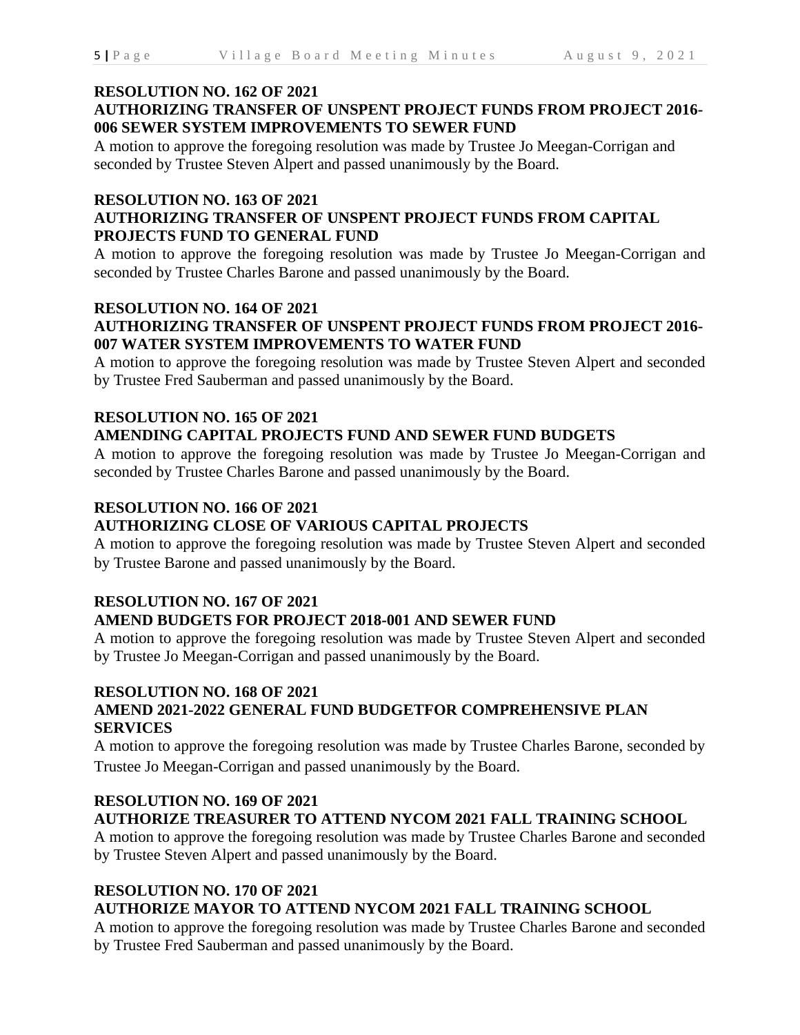**RESOLUTION NO. 162 OF 2021**
**AUTHORIZING TRANSFER OF UNSPENT PROJECT FUNDS FROM PROJECT 2016-006 SEWER SYSTEM IMPROVEMENTS TO SEWER FUND**

A motion to approve the foregoing resolution was made by Trustee Jo Meegan-Corrigan and seconded by Trustee Steven Alpert and passed unanimously by the Board.

**RESOLUTION NO. 163 OF 2021**
**AUTHORIZING TRANSFER OF UNSPENT PROJECT FUNDS FROM CAPITAL PROJECTS FUND TO GENERAL FUND**

A motion to approve the foregoing resolution was made by Trustee Jo Meegan-Corrigan and seconded by Trustee Charles Barone and passed unanimously by the Board.

**RESOLUTION NO. 164 OF 2021**
**AUTHORIZING TRANSFER OF UNSPENT PROJECT FUNDS FROM PROJECT 2016-007 WATER SYSTEM IMPROVEMENTS TO WATER FUND**

A motion to approve the foregoing resolution was made by Trustee Steven Alpert and seconded by Trustee Fred Sauberman and passed unanimously by the Board.

**RESOLUTION NO. 165 OF 2021**
**AMENDING CAPITAL PROJECTS FUND AND SEWER FUND BUDGETS**

A motion to approve the foregoing resolution was made by Trustee Jo Meegan-Corrigan and seconded by Trustee Charles Barone and passed unanimously by the Board.

**RESOLUTION NO. 166 OF 2021**
**AUTHORIZING CLOSE OF VARIOUS CAPITAL PROJECTS**

A motion to approve the foregoing resolution was made by Trustee Steven Alpert and seconded by Trustee Barone and passed unanimously by the Board.

**RESOLUTION NO. 167 OF 2021**
**AMEND BUDGETS FOR PROJECT 2018-001 AND SEWER FUND**

A motion to approve the foregoing resolution was made by Trustee Steven Alpert and seconded by Trustee Jo Meegan-Corrigan and passed unanimously by the Board.

**RESOLUTION NO. 168 OF 2021**
**AMEND 2021-2022 GENERAL FUND BUDGETFOR COMPREHENSIVE PLAN SERVICES**

A motion to approve the foregoing resolution was made by Trustee Charles Barone, seconded by Trustee Jo Meegan-Corrigan and passed unanimously by the Board.

**RESOLUTION NO. 169 OF 2021**
**AUTHORIZE TREASURER TO ATTEND NYCOM 2021 FALL TRAINING SCHOOL**

A motion to approve the foregoing resolution was made by Trustee Charles Barone and seconded by Trustee Steven Alpert and passed unanimously by the Board.

**RESOLUTION NO. 170 OF 2021**
**AUTHORIZE MAYOR TO ATTEND NYCOM 2021 FALL TRAINING SCHOOL**

A motion to approve the foregoing resolution was made by Trustee Charles Barone and seconded by Trustee Fred Sauberman and passed unanimously by the Board.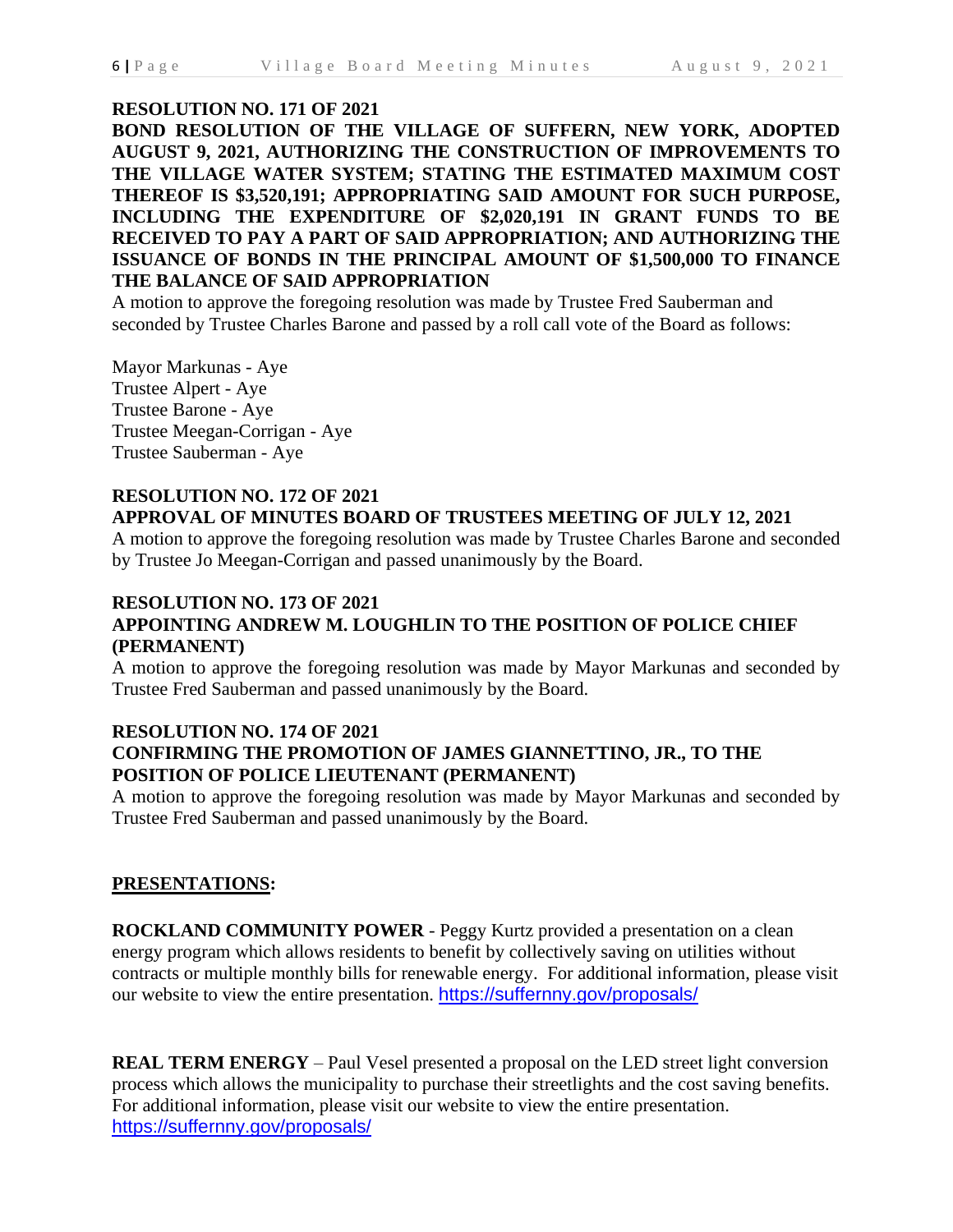**RESOLUTION NO. 171 OF 2021**

**BOND RESOLUTION OF THE VILLAGE OF SUFFERN, NEW YORK, ADOPTED AUGUST 9, 2021, AUTHORIZING THE CONSTRUCTION OF IMPROVEMENTS TO THE VILLAGE WATER SYSTEM; STATING THE ESTIMATED MAXIMUM COST THEREOF IS $3,520,191; APPROPRIATING SAID AMOUNT FOR SUCH PURPOSE, INCLUDING THE EXPENDITURE OF $2,020,191 IN GRANT FUNDS TO BE RECEIVED TO PAY A PART OF SAID APPROPRIATION; AND AUTHORIZING THE ISSUANCE OF BONDS IN THE PRINCIPAL AMOUNT OF $1,500,000 TO FINANCE THE BALANCE OF SAID APPROPRIATION**

A motion to approve the foregoing resolution was made by Trustee Fred Sauberman and seconded by Trustee Charles Barone and passed by a roll call vote of the Board as follows:

Mayor Markunas - Aye
Trustee Alpert - Aye
Trustee Barone - Aye
Trustee Meegan-Corrigan - Aye
Trustee Sauberman - Aye

**RESOLUTION NO. 172 OF 2021**

**APPROVAL OF MINUTES BOARD OF TRUSTEES MEETING OF JULY 12, 2021**

A motion to approve the foregoing resolution was made by Trustee Charles Barone and seconded by Trustee Jo Meegan-Corrigan and passed unanimously by the Board.

**RESOLUTION NO. 173 OF 2021**

**APPOINTING ANDREW M. LOUGHLIN TO THE POSITION OF POLICE CHIEF (PERMANENT)**

A motion to approve the foregoing resolution was made by Mayor Markunas and seconded by Trustee Fred Sauberman and passed unanimously by the Board.

**RESOLUTION NO. 174 OF 2021**

**CONFIRMING THE PROMOTION OF JAMES GIANNETTINO, JR., TO THE POSITION OF POLICE LIEUTENANT (PERMANENT)**

A motion to approve the foregoing resolution was made by Mayor Markunas and seconded by Trustee Fred Sauberman and passed unanimously by the Board.

## **PRESENTATIONS:**

**ROCKLAND COMMUNITY POWER** - Peggy Kurtz provided a presentation on a clean energy program which allows residents to benefit by collectively saving on utilities without contracts or multiple monthly bills for renewable energy. For additional information, please visit our website to view the entire presentation. https://suffernny.gov/proposals/

**REAL TERM ENERGY** – Paul Vesel presented a proposal on the LED street light conversion process which allows the municipality to purchase their streetlights and the cost saving benefits. For additional information, please visit our website to view the entire presentation. https://suffernny.gov/proposals/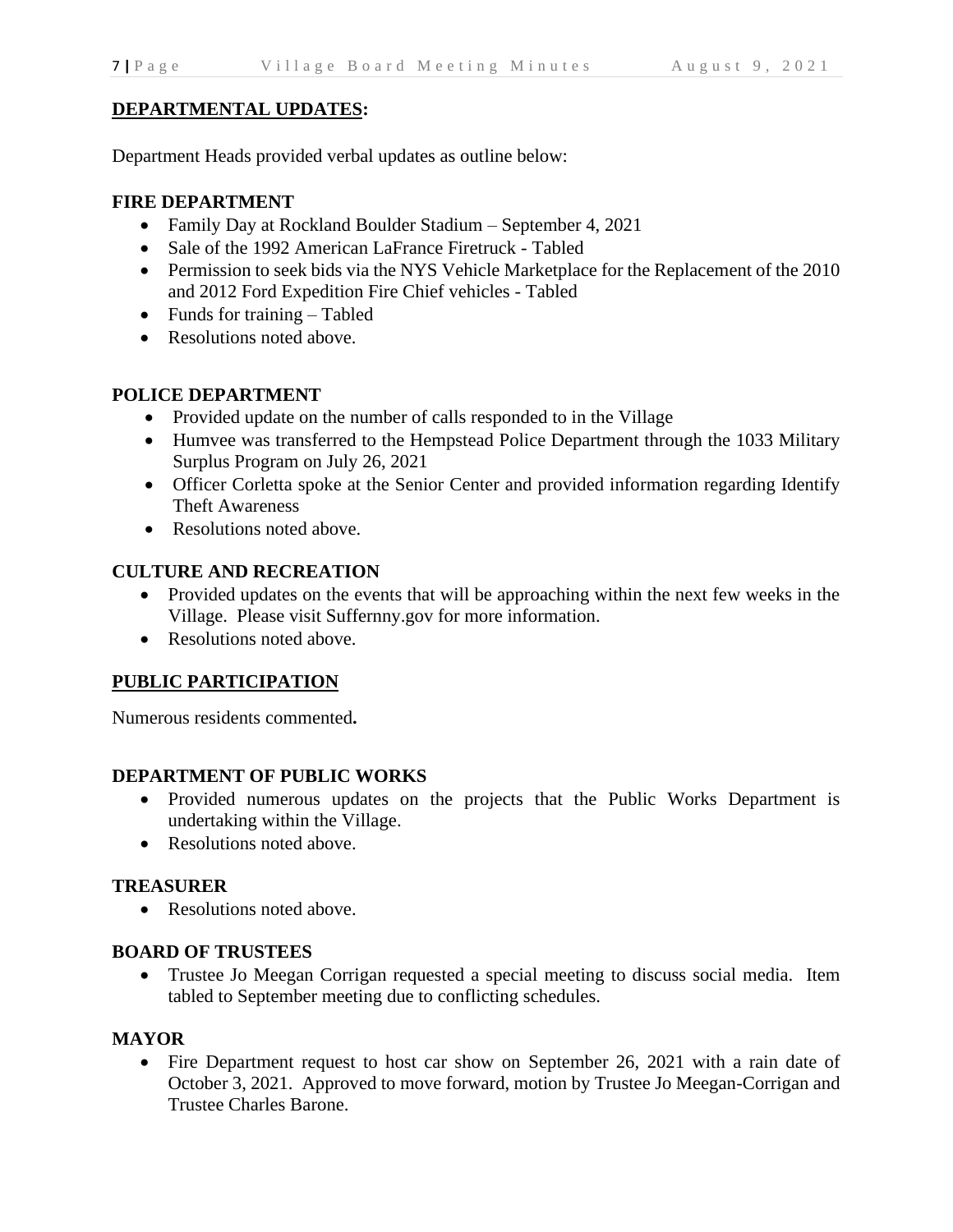## DEPARTMENTAL UPDATES:

Department Heads provided verbal updates as outline below:

### FIRE DEPARTMENT

- Family Day at Rockland Boulder Stadium – September 4, 2021
- Sale of the 1992 American LaFrance Firetruck - Tabled
- Permission to seek bids via the NYS Vehicle Marketplace for the Replacement of the 2010 and 2012 Ford Expedition Fire Chief vehicles - Tabled
- Funds for training – Tabled
- Resolutions noted above.

### POLICE DEPARTMENT

- Provided update on the number of calls responded to in the Village
- Humvee was transferred to the Hempstead Police Department through the 1033 Military Surplus Program on July 26, 2021
- Officer Corletta spoke at the Senior Center and provided information regarding Identify Theft Awareness
- Resolutions noted above.

### CULTURE AND RECREATION

- Provided updates on the events that will be approaching within the next few weeks in the Village. Please visit Suffernny.gov for more information.
- Resolutions noted above.

## PUBLIC PARTICIPATION

Numerous residents commented**.**

### DEPARTMENT OF PUBLIC WORKS

- Provided numerous updates on the projects that the Public Works Department is undertaking within the Village.
- Resolutions noted above.

### TREASURER

- Resolutions noted above.

### BOARD OF TRUSTEES

- Trustee Jo Meegan Corrigan requested a special meeting to discuss social media. Item tabled to September meeting due to conflicting schedules.

### MAYOR

- Fire Department request to host car show on September 26, 2021 with a rain date of October 3, 2021. Approved to move forward, motion by Trustee Jo Meegan-Corrigan and Trustee Charles Barone.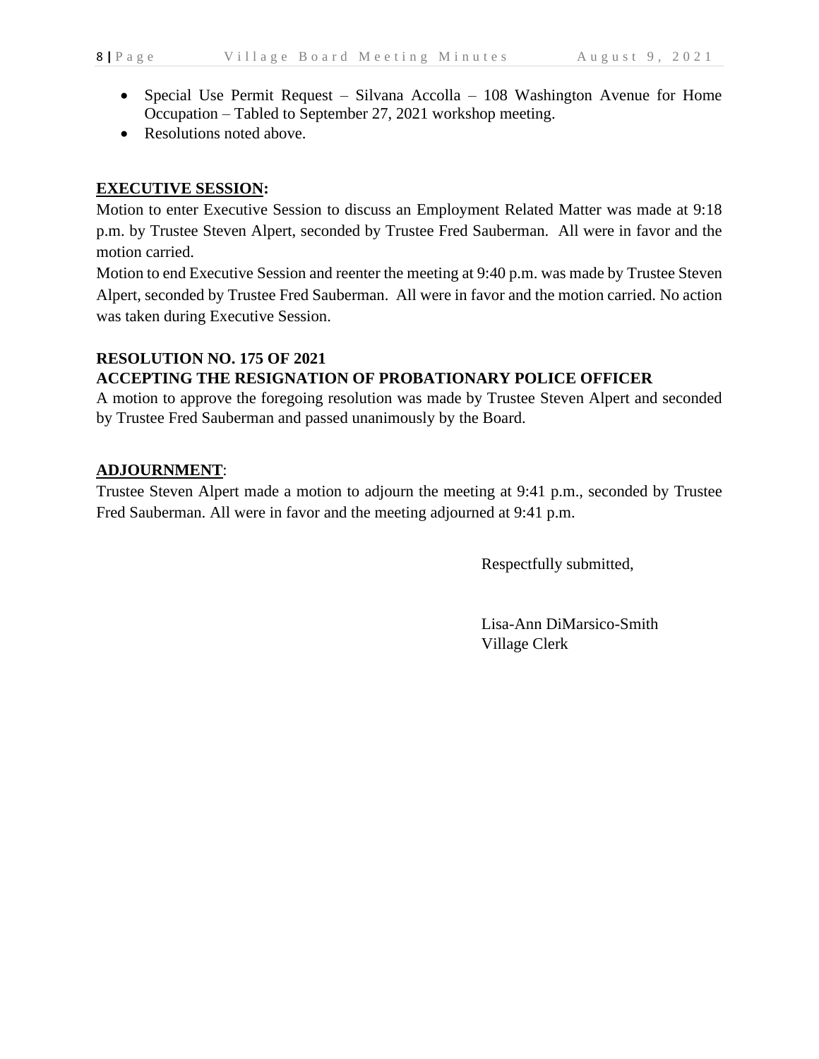- Special Use Permit Request – Silvana Accolla – 108 Washington Avenue for Home Occupation – Tabled to September 27, 2021 workshop meeting.
- Resolutions noted above.

**EXECUTIVE SESSION:**

Motion to enter Executive Session to discuss an Employment Related Matter was made at 9:18 p.m. by Trustee Steven Alpert, seconded by Trustee Fred Sauberman. All were in favor and the motion carried.

Motion to end Executive Session and reenter the meeting at 9:40 p.m. was made by Trustee Steven Alpert, seconded by Trustee Fred Sauberman. All were in favor and the motion carried. No action was taken during Executive Session.

**RESOLUTION NO. 175 OF 2021**
**ACCEPTING THE RESIGNATION OF PROBATIONARY POLICE OFFICER**

A motion to approve the foregoing resolution was made by Trustee Steven Alpert and seconded by Trustee Fred Sauberman and passed unanimously by the Board.

**ADJOURNMENT**:

Trustee Steven Alpert made a motion to adjourn the meeting at 9:41 p.m., seconded by Trustee Fred Sauberman. All were in favor and the meeting adjourned at 9:41 p.m.

Respectfully submitted,

Lisa-Ann DiMarsico-Smith
Village Clerk